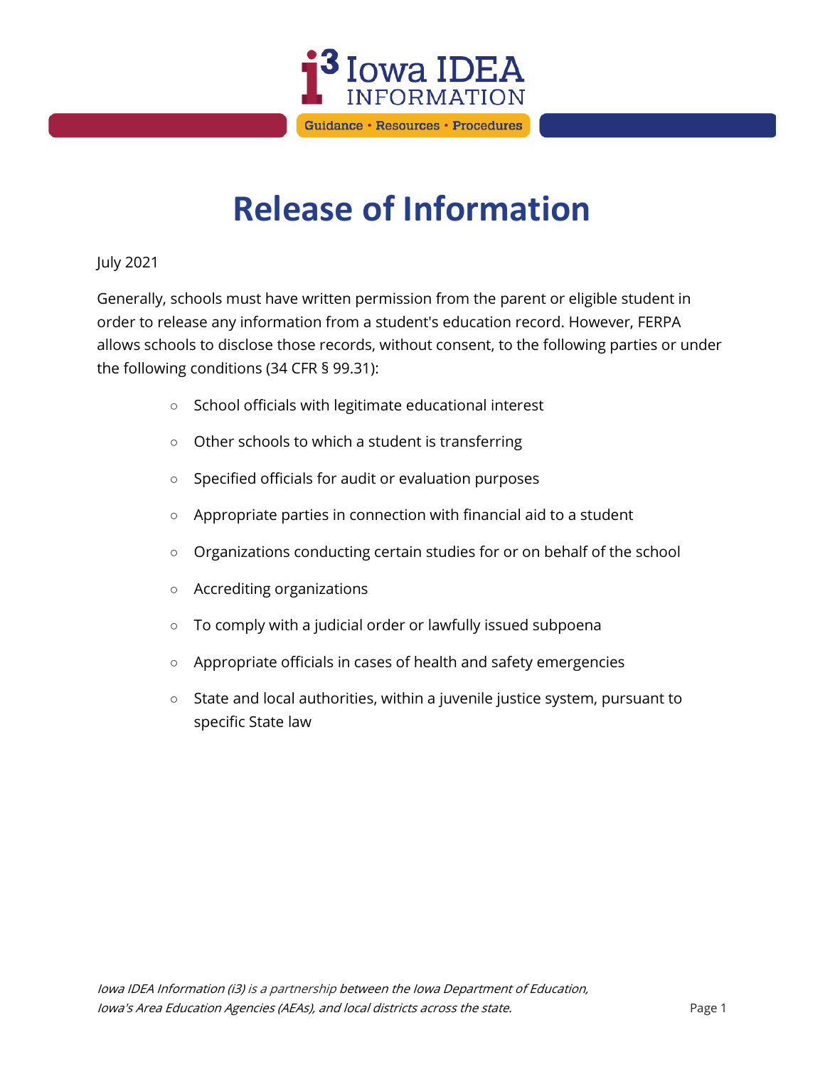# Release of Information

July 2021

Generally, schools must have written permission from the parent or eligible student in order to release any information from a student's education record. However, FERPA allows schools to disclose those records, without consent, to the following parties or under the following conditions (34 CFR § 99.31):

- School officials with legitimate educational interest
- Other schools to which a student is transferring
- Specified officials for audit or evaluation purposes
- Appropriate parties in connection with financial aid to a student
- Organizations conducting certain studies for or on behalf of the school
- Accrediting organizations
- To comply with a judicial order or lawfully issued subpoena
- Appropriate officials in cases of health and safety emergencies
- State and local authorities, within a juvenile justice system, pursuant to specific State law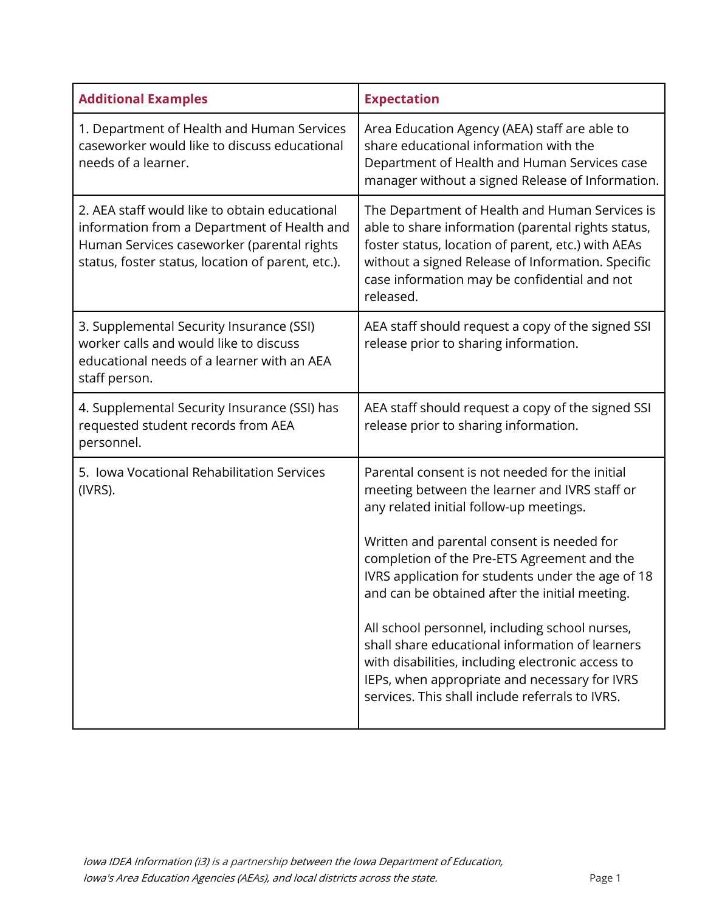| Additional Examples | Expectation |
|---|---|
| 1. Department of Health and Human Services caseworker would like to discuss educational needs of a learner. | Area Education Agency (AEA) staff are able to share educational information with the Department of Health and Human Services case manager without a signed Release of Information. |
| 2. AEA staff would like to obtain educational information from a Department of Health and Human Services caseworker (parental rights status, foster status, location of parent, etc.). | The Department of Health and Human Services is able to share information (parental rights status, foster status, location of parent, etc.) with AEAs without a signed Release of Information. Specific case information may be confidential and not released. |
| 3. Supplemental Security Insurance (SSI) worker calls and would like to discuss educational needs of a learner with an AEA staff person. | AEA staff should request a copy of the signed SSI release prior to sharing information. |
| 4. Supplemental Security Insurance (SSI) has requested student records from AEA personnel. | AEA staff should request a copy of the signed SSI release prior to sharing information. |
| 5. Iowa Vocational Rehabilitation Services (IVRS). | Parental consent is not needed for the initial meeting between the learner and IVRS staff or any related initial follow-up meetings.<br><br>Written and parental consent is needed for completion of the Pre-ETS Agreement and the IVRS application for students under the age of 18 and can be obtained after the initial meeting.<br><br>All school personnel, including school nurses, shall share educational information of learners with disabilities, including electronic access to IEPs, when appropriate and necessary for IVRS services. This shall include referrals to IVRS. |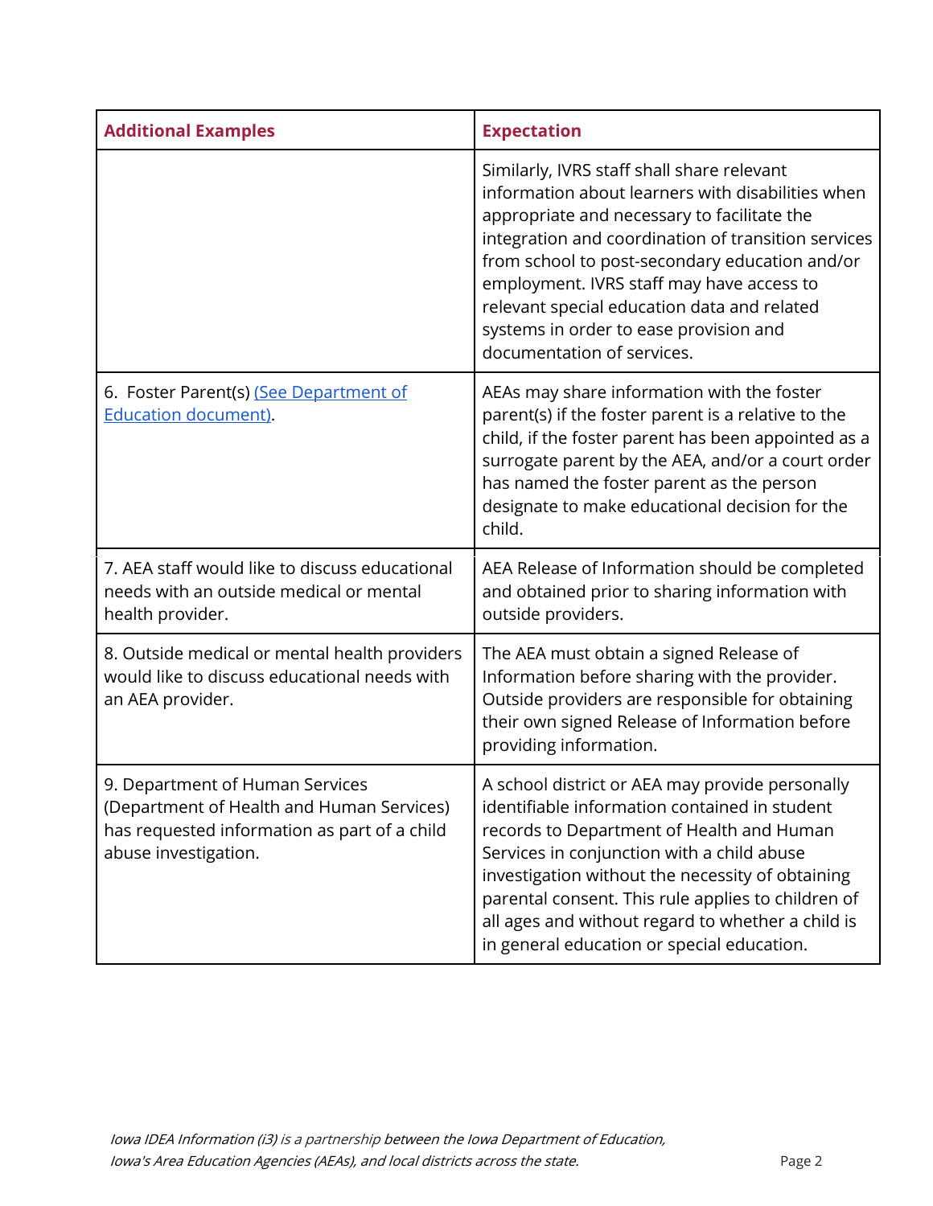| Additional Examples | Expectation |
|---|---|
| | Similarly, IVRS staff shall share relevant information about learners with disabilities when appropriate and necessary to facilitate the integration and coordination of transition services from school to post-secondary education and/or employment. IVRS staff may have access to relevant special education data and related systems in order to ease provision and documentation of services. |
| 6. Foster Parent(s) (See Department of Education document). | AEAs may share information with the foster parent(s) if the foster parent is a relative to the child, if the foster parent has been appointed as a surrogate parent by the AEA, and/or a court order has named the foster parent as the person designate to make educational decision for the child. |
| 7. AEA staff would like to discuss educational needs with an outside medical or mental health provider. | AEA Release of Information should be completed and obtained prior to sharing information with outside providers. |
| 8. Outside medical or mental health providers would like to discuss educational needs with an AEA provider. | The AEA must obtain a signed Release of Information before sharing with the provider. Outside providers are responsible for obtaining their own signed Release of Information before providing information. |
| 9. Department of Human Services (Department of Health and Human Services) has requested information as part of a child abuse investigation. | A school district or AEA may provide personally identifiable information contained in student records to Department of Health and Human Services in conjunction with a child abuse investigation without the necessity of obtaining parental consent. This rule applies to children of all ages and without regard to whether a child is in general education or special education. |